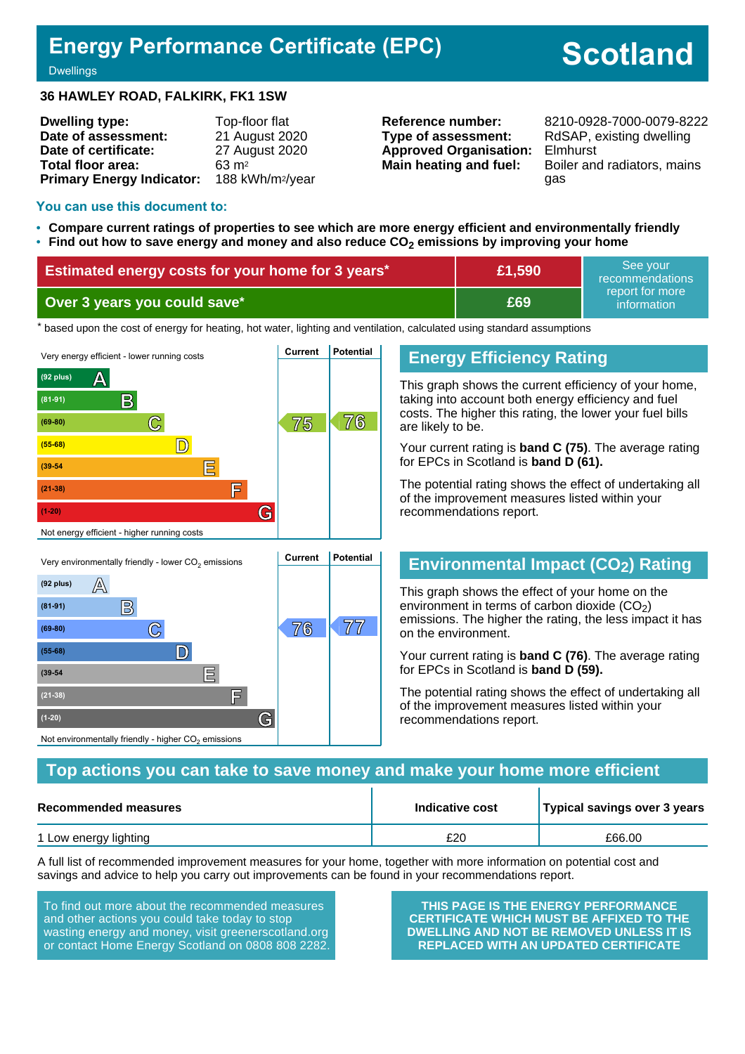# Energy Performance Certificate (EPC)

Dwellings

**Scotland**

**36 HAWLEY ROAD, FALKIRK, FK1 1SW**

| | | | |
|---|---|---|---|
| **Dwelling type:** | Top-floor flat | **Reference number:** | 8210-0928-7000-0079-8222 |
| **Date of assessment:** | 21 August 2020 | **Type of assessment:** | RdSAP, existing dwelling |
| **Date of certificate:** | 27 August 2020 | **Approved Organisation:** | Elmhurst |
| **Total floor area:** | 63 m² | **Main heating and fuel:** | Boiler and radiators, mains gas |
| **Primary Energy Indicator:** | 188 kWh/m²/year | | |

## You can use this document to:

- **Compare current ratings of properties to see which are more energy efficient and environmentally friendly**
- **Find out how to save energy and money and also reduce $CO_2$ emissions by improving your home**

| | | |
|---|---|---|
| **Estimated energy costs for your home for 3 years*** | **£1,590** | See your recommendations report for more information |
| **Over 3 years you could save*** | **£69** | |

\* based upon the cost of energy for heating, hot water, lighting and ventilation, calculated using standard assumptions

Very energy efficient - lower running costs

| Band | Current | Potential |
|---|---|---|
| (92 plus) A | | |
| (81-91) B | | |
| (69-80) C | 75 | 76 |
| (55-68) D | | |
| (39-54) E | | |
| (21-38) F | | |
| (1-20) G | | |

Not energy efficient - higher running costs

## Energy Efficiency Rating

This graph shows the current efficiency of your home, taking into account both energy efficiency and fuel costs. The higher this rating, the lower your fuel bills are likely to be.

Your current rating is **band C (75)**. The average rating for EPCs in Scotland is **band D (61).**

The potential rating shows the effect of undertaking all of the improvement measures listed within your recommendations report.

Very environmentally friendly - lower $CO_2$ emissions

| Band | Current | Potential |
|---|---|---|
| (92 plus) A | | |
| (81-91) B | | |
| (69-80) C | 76 | 77 |
| (55-68) D | | |
| (39-54) E | | |
| (21-38) F | | |
| (1-20) G | | |

Not environmentally friendly - higher $CO_2$ emissions

## Environmental Impact ($CO_2$) Rating

This graph shows the effect of your home on the environment in terms of carbon dioxide ($CO_2$) emissions. The higher the rating, the less impact it has on the environment.

Your current rating is **band C (76)**. The average rating for EPCs in Scotland is **band D (59).**

The potential rating shows the effect of undertaking all of the improvement measures listed within your recommendations report.

## Top actions you can take to save money and make your home more efficient

| Recommended measures | Indicative cost | Typical savings over 3 years |
|---|---|---|
| 1 Low energy lighting | £20 | £66.00 |

A full list of recommended improvement measures for your home, together with more information on potential cost and savings and advice to help you carry out improvements can be found in your recommendations report.

To find out more about the recommended measures and other actions you could take today to stop wasting energy and money, visit greenerscotland.org or contact Home Energy Scotland on 0808 808 2282.

**THIS PAGE IS THE ENERGY PERFORMANCE CERTIFICATE WHICH MUST BE AFFIXED TO THE DWELLING AND NOT BE REMOVED UNLESS IT IS REPLACED WITH AN UPDATED CERTIFICATE**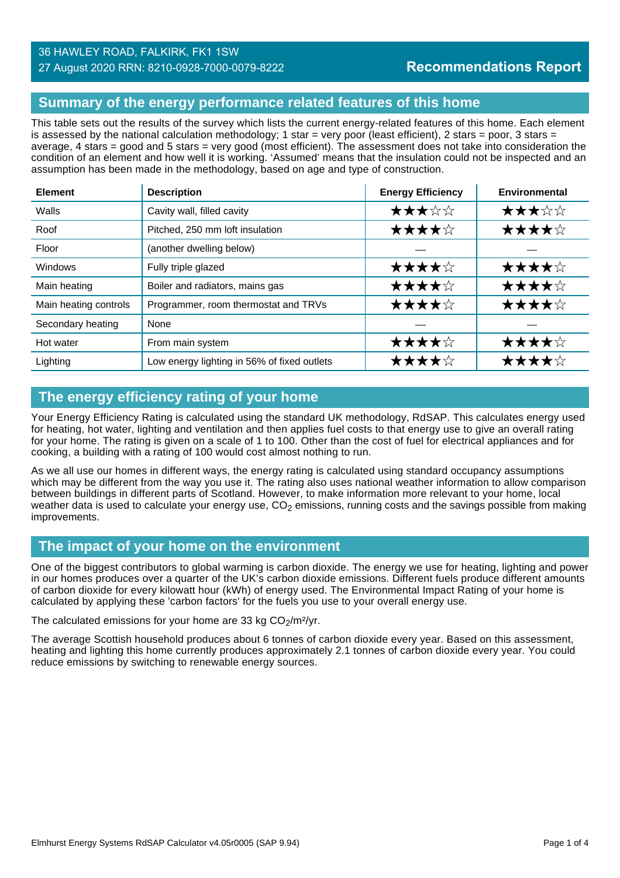36 HAWLEY ROAD, FALKIRK, FK1 1SW
27 August 2020 RRN: 8210-0928-7000-0079-8222

**Recommendations Report**

## Summary of the energy performance related features of this home

This table sets out the results of the survey which lists the current energy-related features of this home. Each element is assessed by the national calculation methodology; 1 star = very poor (least efficient), 2 stars = poor, 3 stars = average, 4 stars = good and 5 stars = very good (most efficient). The assessment does not take into consideration the condition of an element and how well it is working. 'Assumed' means that the insulation could not be inspected and an assumption has been made in the methodology, based on age and type of construction.

| Element | Description | Energy Efficiency | Environmental |
|---|---|---|---|
| Walls | Cavity wall, filled cavity | ★★★☆☆ | ★★★☆☆ |
| Roof | Pitched, 250 mm loft insulation | ★★★★☆ | ★★★★☆ |
| Floor | (another dwelling below) | — | — |
| Windows | Fully triple glazed | ★★★★☆ | ★★★★☆ |
| Main heating | Boiler and radiators, mains gas | ★★★★☆ | ★★★★☆ |
| Main heating controls | Programmer, room thermostat and TRVs | ★★★★☆ | ★★★★☆ |
| Secondary heating | None | — | — |
| Hot water | From main system | ★★★★☆ | ★★★★☆ |
| Lighting | Low energy lighting in 56% of fixed outlets | ★★★★☆ | ★★★★☆ |

## The energy efficiency rating of your home

Your Energy Efficiency Rating is calculated using the standard UK methodology, RdSAP. This calculates energy used for heating, hot water, lighting and ventilation and then applies fuel costs to that energy use to give an overall rating for your home. The rating is given on a scale of 1 to 100. Other than the cost of fuel for electrical appliances and for cooking, a building with a rating of 100 would cost almost nothing to run.

As we all use our homes in different ways, the energy rating is calculated using standard occupancy assumptions which may be different from the way you use it. The rating also uses national weather information to allow comparison between buildings in different parts of Scotland. However, to make information more relevant to your home, local weather data is used to calculate your energy use, $CO_2$ emissions, running costs and the savings possible from making improvements.

## The impact of your home on the environment

One of the biggest contributors to global warming is carbon dioxide. The energy we use for heating, lighting and power in our homes produces over a quarter of the UK's carbon dioxide emissions. Different fuels produce different amounts of carbon dioxide for every kilowatt hour (kWh) of energy used. The Environmental Impact Rating of your home is calculated by applying these 'carbon factors' for the fuels you use to your overall energy use.

The calculated emissions for your home are 33 kg $CO_2/m^2/yr$.

The average Scottish household produces about 6 tonnes of carbon dioxide every year. Based on this assessment, heating and lighting this home currently produces approximately 2.1 tonnes of carbon dioxide every year. You could reduce emissions by switching to renewable energy sources.

Elmhurst Energy Systems RdSAP Calculator v4.05r0005 (SAP 9.94)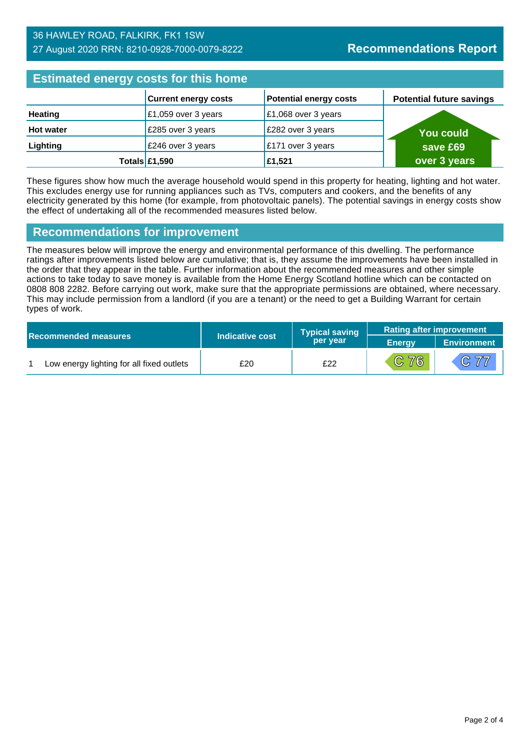36 HAWLEY ROAD, FALKIRK, FK1 1SW
27 August 2020 RRN: 8210-0928-7000-0079-8222

**Recommendations Report**

## Estimated energy costs for this home

| | Current energy costs | Potential energy costs | Potential future savings |
|---|---|---|---|
| **Heating** | £1,059 over 3 years | £1,068 over 3 years | **You could save £69 over 3 years** |
| **Hot water** | £285 over 3 years | £282 over 3 years | |
| **Lighting** | £246 over 3 years | £171 over 3 years | |
| **Totals** | **£1,590** | **£1,521** | |

These figures show how much the average household would spend in this property for heating, lighting and hot water. This excludes energy use for running appliances such as TVs, computers and cookers, and the benefits of any electricity generated by this home (for example, from photovoltaic panels). The potential savings in energy costs show the effect of undertaking all of the recommended measures listed below.

## Recommendations for improvement

The measures below will improve the energy and environmental performance of this dwelling. The performance ratings after improvements listed below are cumulative; that is, they assume the improvements have been installed in the order that they appear in the table. Further information about the recommended measures and other simple actions to take today to save money is available from the Home Energy Scotland hotline which can be contacted on 0808 808 2282. Before carrying out work, make sure that the appropriate permissions are obtained, where necessary. This may include permission from a landlord (if you are a tenant) or the need to get a Building Warrant for certain types of work.

| Recommended measures | | Indicative cost | Typical saving per year | Rating after improvement | |
|---|---|---|---|---|---|
| | | | | Energy | Environment |
| 1 | Low energy lighting for all fixed outlets | £20 | £22 | C 76 | C 77 |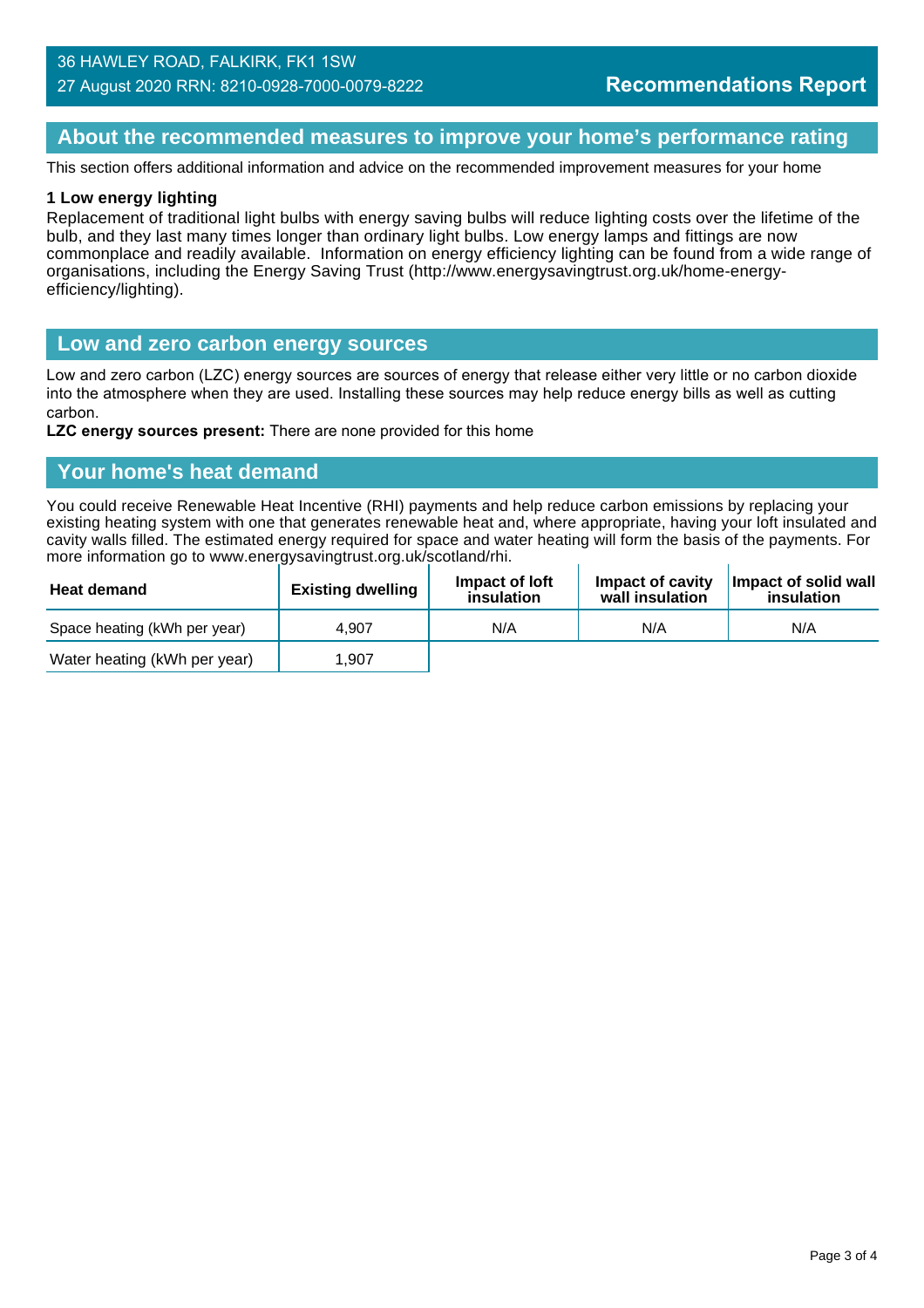## About the recommended measures to improve your home's performance rating

This section offers additional information and advice on the recommended improvement measures for your home

**1 Low energy lighting**

Replacement of traditional light bulbs with energy saving bulbs will reduce lighting costs over the lifetime of the bulb, and they last many times longer than ordinary light bulbs. Low energy lamps and fittings are now commonplace and readily available. Information on energy efficiency lighting can be found from a wide range of organisations, including the Energy Saving Trust (http://www.energysavingtrust.org.uk/home-energy-efficiency/lighting).

## Low and zero carbon energy sources

Low and zero carbon (LZC) energy sources are sources of energy that release either very little or no carbon dioxide into the atmosphere when they are used. Installing these sources may help reduce energy bills as well as cutting carbon.

**LZC energy sources present:** There are none provided for this home

## Your home's heat demand

You could receive Renewable Heat Incentive (RHI) payments and help reduce carbon emissions by replacing your existing heating system with one that generates renewable heat and, where appropriate, having your loft insulated and cavity walls filled. The estimated energy required for space and water heating will form the basis of the payments. For more information go to www.energysavingtrust.org.uk/scotland/rhi.

| Heat demand | Existing dwelling | Impact of loft insulation | Impact of cavity wall insulation | Impact of solid wall insulation |
|---|---|---|---|---|
| Space heating (kWh per year) | 4,907 | N/A | N/A | N/A |
| Water heating (kWh per year) | 1,907 | | | |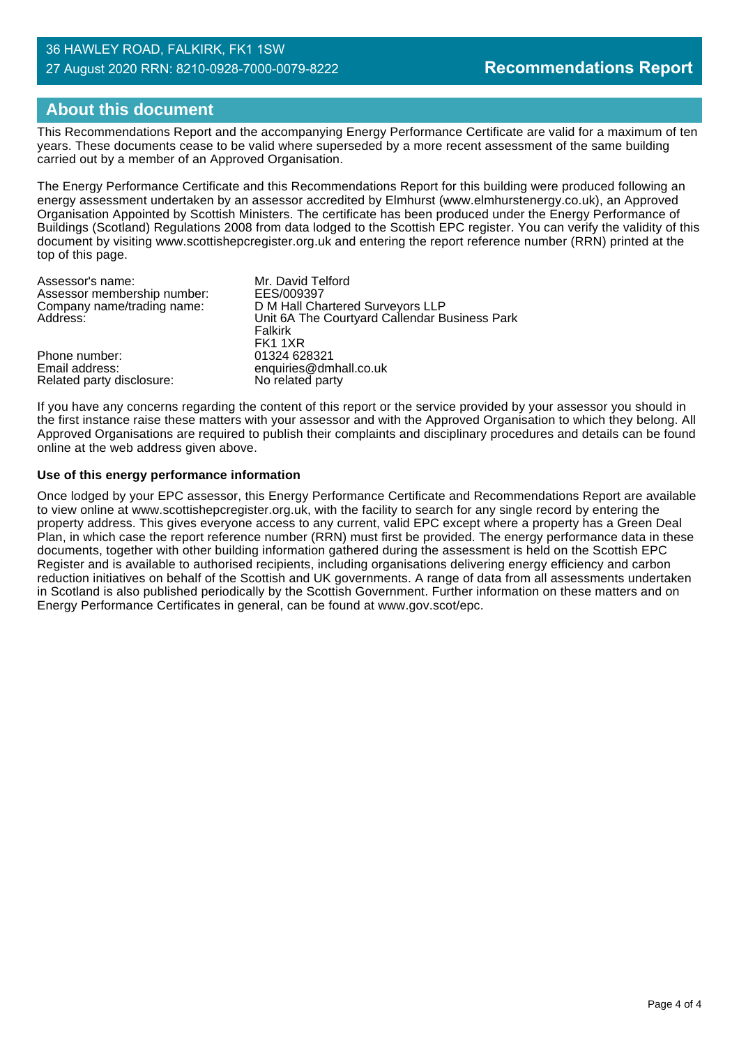## About this document

This Recommendations Report and the accompanying Energy Performance Certificate are valid for a maximum of ten years. These documents cease to be valid where superseded by a more recent assessment of the same building carried out by a member of an Approved Organisation.

The Energy Performance Certificate and this Recommendations Report for this building were produced following an energy assessment undertaken by an assessor accredited by Elmhurst (www.elmhurstenergy.co.uk), an Approved Organisation Appointed by Scottish Ministers. The certificate has been produced under the Energy Performance of Buildings (Scotland) Regulations 2008 from data lodged to the Scottish EPC register. You can verify the validity of this document by visiting www.scottishepcregister.org.uk and entering the report reference number (RRN) printed at the top of this page.

| | |
|---|---|
| Assessor's name: | Mr. David Telford |
| Assessor membership number: | EES/009397 |
| Company name/trading name: | D M Hall Chartered Surveyors LLP |
| Address: | Unit 6A The Courtyard Callendar Business Park<br>Falkirk<br>FK1 1XR |
| Phone number: | 01324 628321 |
| Email address: | enquiries@dmhall.co.uk |
| Related party disclosure: | No related party |

If you have any concerns regarding the content of this report or the service provided by your assessor you should in the first instance raise these matters with your assessor and with the Approved Organisation to which they belong. All Approved Organisations are required to publish their complaints and disciplinary procedures and details can be found online at the web address given above.

**Use of this energy performance information**

Once lodged by your EPC assessor, this Energy Performance Certificate and Recommendations Report are available to view online at www.scottishepcregister.org.uk, with the facility to search for any single record by entering the property address. This gives everyone access to any current, valid EPC except where a property has a Green Deal Plan, in which case the report reference number (RRN) must first be provided. The energy performance data in these documents, together with other building information gathered during the assessment is held on the Scottish EPC Register and is available to authorised recipients, including organisations delivering energy efficiency and carbon reduction initiatives on behalf of the Scottish and UK governments. A range of data from all assessments undertaken in Scotland is also published periodically by the Scottish Government. Further information on these matters and on Energy Performance Certificates in general, can be found at www.gov.scot/epc.